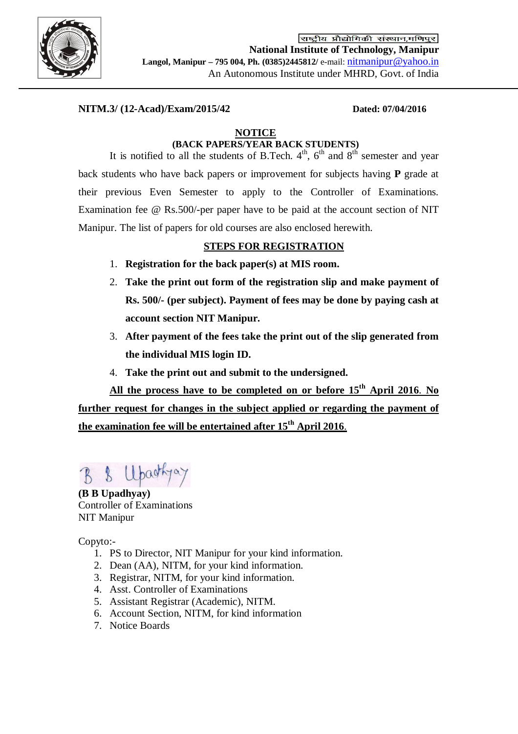राष्ट्रीय प्रौद्योगिकी संस्थान,मणिपुर

**National Institute of Technology, Manipur**

**Langol, Manipur – 795 004, Ph. (0385)2445812/** e-mail: nitmanipur@yahoo.in

An Autonomous Institute under MHRD, Govt. of India

---

**NITM.3/ (12-Acad)/Exam/2015/42** **Dated: 07/04/2016**

## NOTICE

### (BACK PAPERS/YEAR BACK STUDENTS)

It is notified to all the students of B.Tech. 4th, 6th and 8th semester and year back students who have back papers or improvement for subjects having **P** grade at their previous Even Semester to apply to the Controller of Examinations. Examination fee @ Rs.500/-per paper have to be paid at the account section of NIT Manipur. The list of papers for old courses are also enclosed herewith.

### STEPS FOR REGISTRATION

1. **Registration for the back paper(s) at MIS room.**
2. **Take the print out form of the registration slip and make payment of Rs. 500/- (per subject). Payment of fees may be done by paying cash at account section NIT Manipur.**
3. **After payment of the fees take the print out of the slip generated from the individual MIS login ID.**
4. **Take the print out and submit to the undersigned.**

**All the process have to be completed on or before 15th April 2016. No further request for changes in the subject applied or regarding the payment of the examination fee will be entertained after 15th April 2016.**

B B Upadhyay

**(B B Upadhyay)**
Controller of Examinations
NIT Manipur

Copyto:-

1. PS to Director, NIT Manipur for your kind information.
2. Dean (AA), NITM, for your kind information.
3. Registrar, NITM, for your kind information.
4. Asst. Controller of Examinations
5. Assistant Registrar (Academic), NITM.
6. Account Section, NITM, for kind information
7. Notice Boards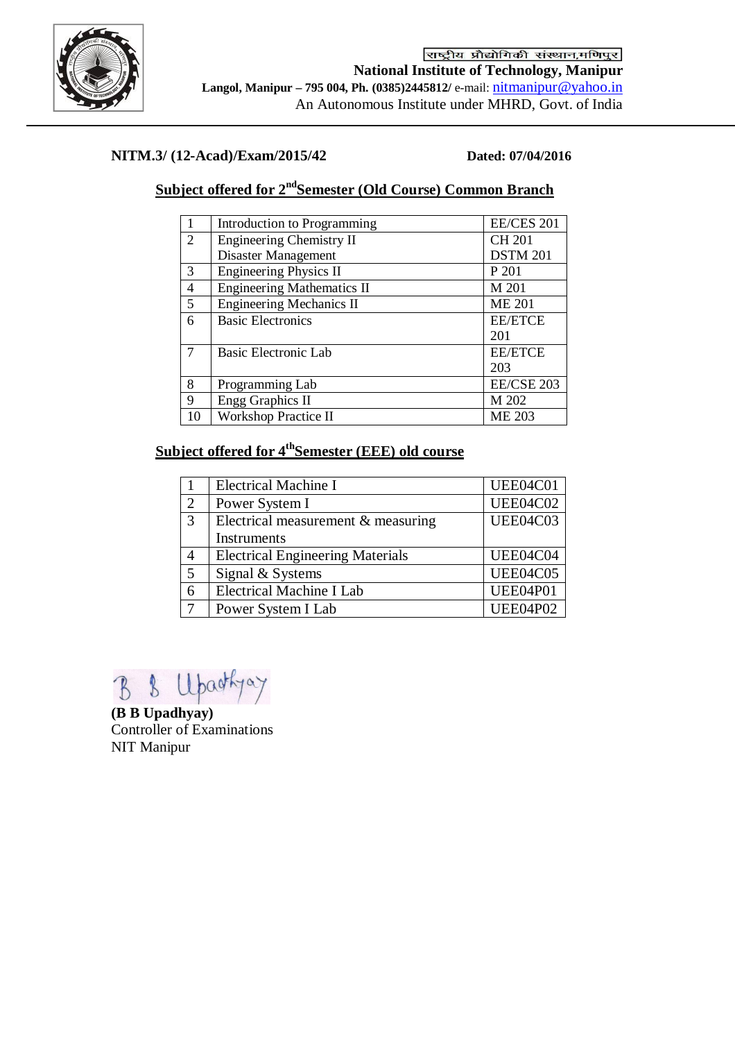राष्ट्रीय प्रौद्योगिकी संस्थान,मणिपुर

**National Institute of Technology, Manipur**

**Langol, Manipur – 795 004, Ph. (0385)2445812/** e-mail: nitmanipur@yahoo.in

An Autonomous Institute under MHRD, Govt. of India

**NITM.3/ (12-Acad)/Exam/2015/42** **Dated: 07/04/2016**

## Subject offered for 2nd Semester (Old Course) Common Branch

| | | |
|---|---|---|
| 1 | Introduction to Programming | EE/CES 201 |
| 2 | Engineering Chemistry II<br>Disaster Management | CH 201<br>DSTM 201 |
| 3 | Engineering Physics II | P 201 |
| 4 | Engineering Mathematics II | M 201 |
| 5 | Engineering Mechanics II | ME 201 |
| 6 | Basic Electronics | EE/ETCE 201 |
| 7 | Basic Electronic Lab | EE/ETCE 203 |
| 8 | Programming Lab | EE/CSE 203 |
| 9 | Engg Graphics II | M 202 |
| 10 | Workshop Practice II | ME 203 |

## Subject offered for 4th Semester (EEE) old course

| | | |
|---|---|---|
| 1 | Electrical Machine I | UEE04C01 |
| 2 | Power System I | UEE04C02 |
| 3 | Electrical measurement & measuring Instruments | UEE04C03 |
| 4 | Electrical Engineering Materials | UEE04C04 |
| 5 | Signal & Systems | UEE04C05 |
| 6 | Electrical Machine I Lab | UEE04P01 |
| 7 | Power System I Lab | UEE04P02 |

B B Upadhyay

**(B B Upadhyay)**
Controller of Examinations
NIT Manipur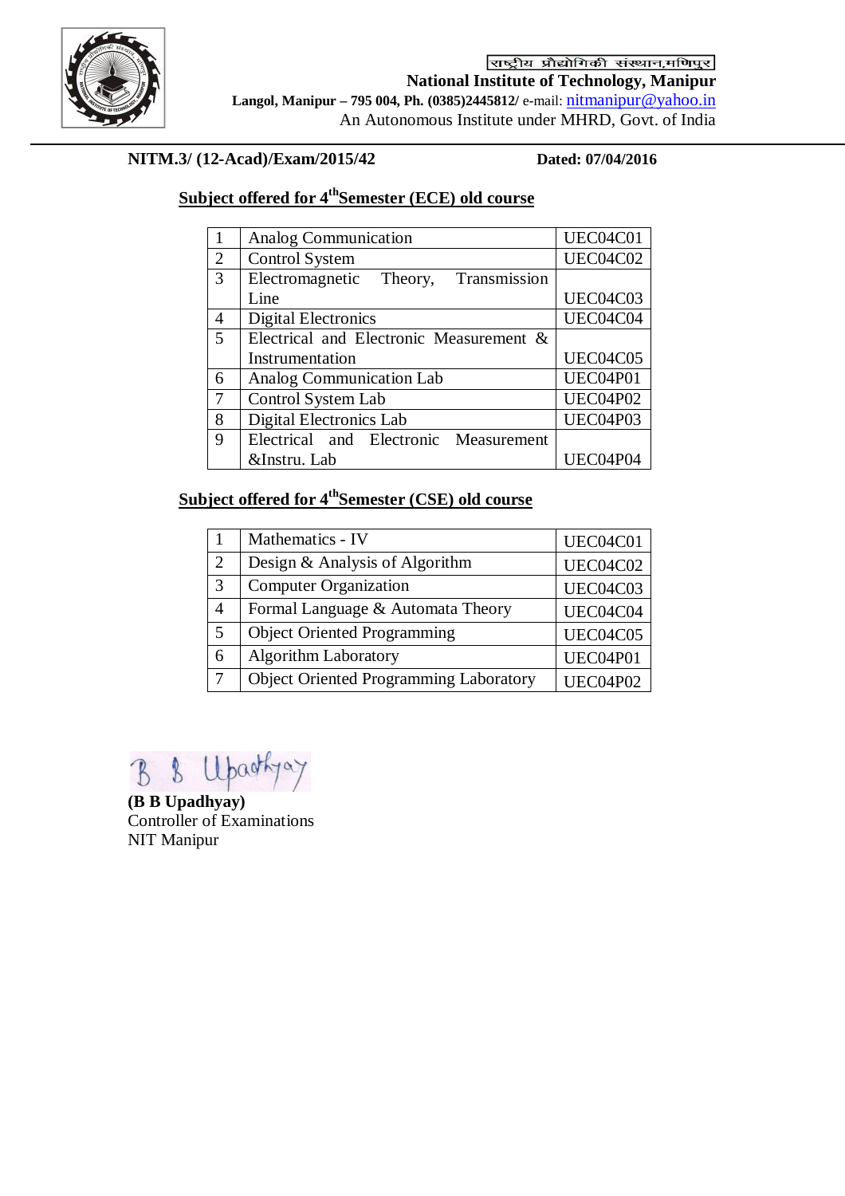राष्ट्रीय प्रौद्योगिकी संस्थान,मणिपुर

**National Institute of Technology, Manipur**

**Langol, Manipur – 795 004, Ph. (0385)2445812/** e-mail: nitmanipur@yahoo.in

An Autonomous Institute under MHRD, Govt. of India

**NITM.3/ (12-Acad)/Exam/2015/42** **Dated: 07/04/2016**

## Subject offered for 4th Semester (ECE) old course

| | | |
|---|---|---|
| 1 | Analog Communication | UEC04C01 |
| 2 | Control System | UEC04C02 |
| 3 | Electromagnetic Theory, Transmission Line | UEC04C03 |
| 4 | Digital Electronics | UEC04C04 |
| 5 | Electrical and Electronic Measurement & Instrumentation | UEC04C05 |
| 6 | Analog Communication Lab | UEC04P01 |
| 7 | Control System Lab | UEC04P02 |
| 8 | Digital Electronics Lab | UEC04P03 |
| 9 | Electrical and Electronic Measurement &Instru. Lab | UEC04P04 |

## Subject offered for 4th Semester (CSE) old course

| | | |
|---|---|---|
| 1 | Mathematics - IV | UEC04C01 |
| 2 | Design & Analysis of Algorithm | UEC04C02 |
| 3 | Computer Organization | UEC04C03 |
| 4 | Formal Language & Automata Theory | UEC04C04 |
| 5 | Object Oriented Programming | UEC04C05 |
| 6 | Algorithm Laboratory | UEC04P01 |
| 7 | Object Oriented Programming Laboratory | UEC04P02 |

B B Upadhyay

**(B B Upadhyay)**
Controller of Examinations
NIT Manipur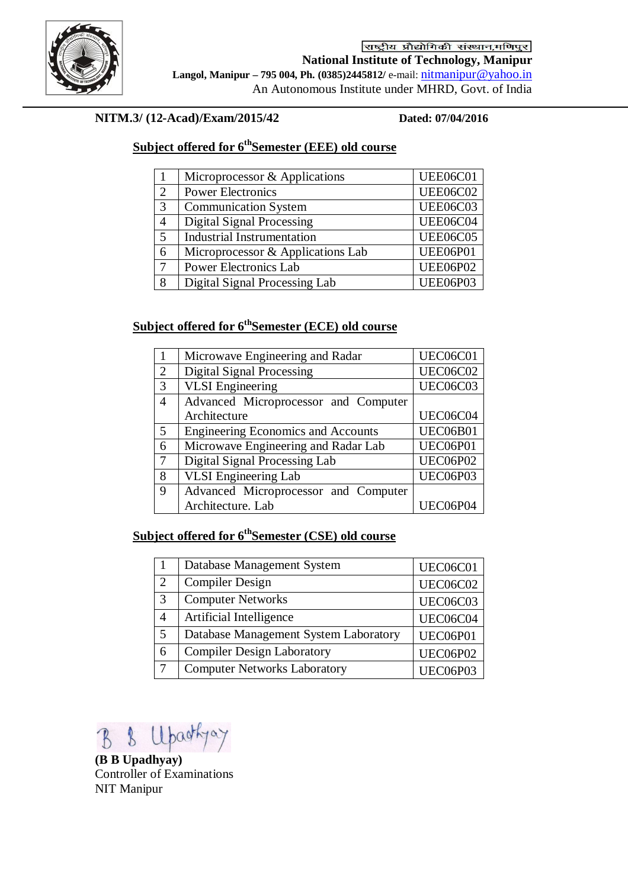राष्ट्रीय प्रौद्योगिकी संस्थान,मणिपुर

**National Institute of Technology, Manipur**

**Langol, Manipur – 795 004, Ph. (0385)2445812/** e-mail: nitmanipur@yahoo.in

An Autonomous Institute under MHRD, Govt. of India

**NITM.3/ (12-Acad)/Exam/2015/42** **Dated: 07/04/2016**

## Subject offered for 6th Semester (EEE) old course

| | | |
|---|---|---|
| 1 | Microprocessor & Applications | UEE06C01 |
| 2 | Power Electronics | UEE06C02 |
| 3 | Communication System | UEE06C03 |
| 4 | Digital Signal Processing | UEE06C04 |
| 5 | Industrial Instrumentation | UEE06C05 |
| 6 | Microprocessor & Applications Lab | UEE06P01 |
| 7 | Power Electronics Lab | UEE06P02 |
| 8 | Digital Signal Processing Lab | UEE06P03 |

## Subject offered for 6th Semester (ECE) old course

| | | |
|---|---|---|
| 1 | Microwave Engineering and Radar | UEC06C01 |
| 2 | Digital Signal Processing | UEC06C02 |
| 3 | VLSI Engineering | UEC06C03 |
| 4 | Advanced Microprocessor and Computer Architecture | UEC06C04 |
| 5 | Engineering Economics and Accounts | UEC06B01 |
| 6 | Microwave Engineering and Radar Lab | UEC06P01 |
| 7 | Digital Signal Processing Lab | UEC06P02 |
| 8 | VLSI Engineering Lab | UEC06P03 |
| 9 | Advanced Microprocessor and Computer Architecture. Lab | UEC06P04 |

## Subject offered for 6th Semester (CSE) old course

| | | |
|---|---|---|
| 1 | Database Management System | UEC06C01 |
| 2 | Compiler Design | UEC06C02 |
| 3 | Computer Networks | UEC06C03 |
| 4 | Artificial Intelligence | UEC06C04 |
| 5 | Database Management System Laboratory | UEC06P01 |
| 6 | Compiler Design Laboratory | UEC06P02 |
| 7 | Computer Networks Laboratory | UEC06P03 |

B B Upadhyay

**(B B Upadhyay)**
Controller of Examinations
NIT Manipur